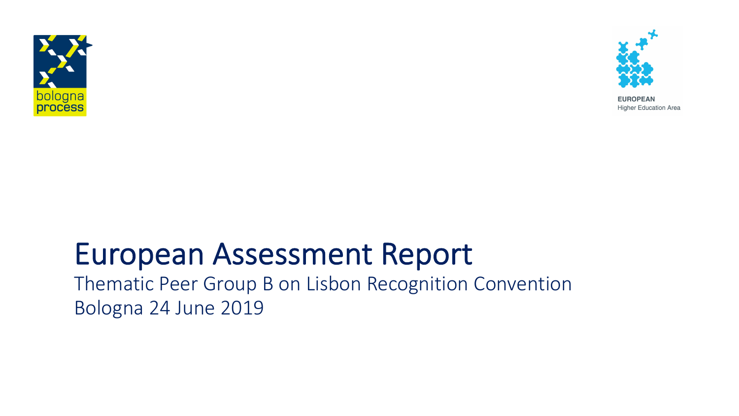# European Assessment Report

Thematic Peer Group B on Lisbon Recognition Convention

Bologna 24 June 2019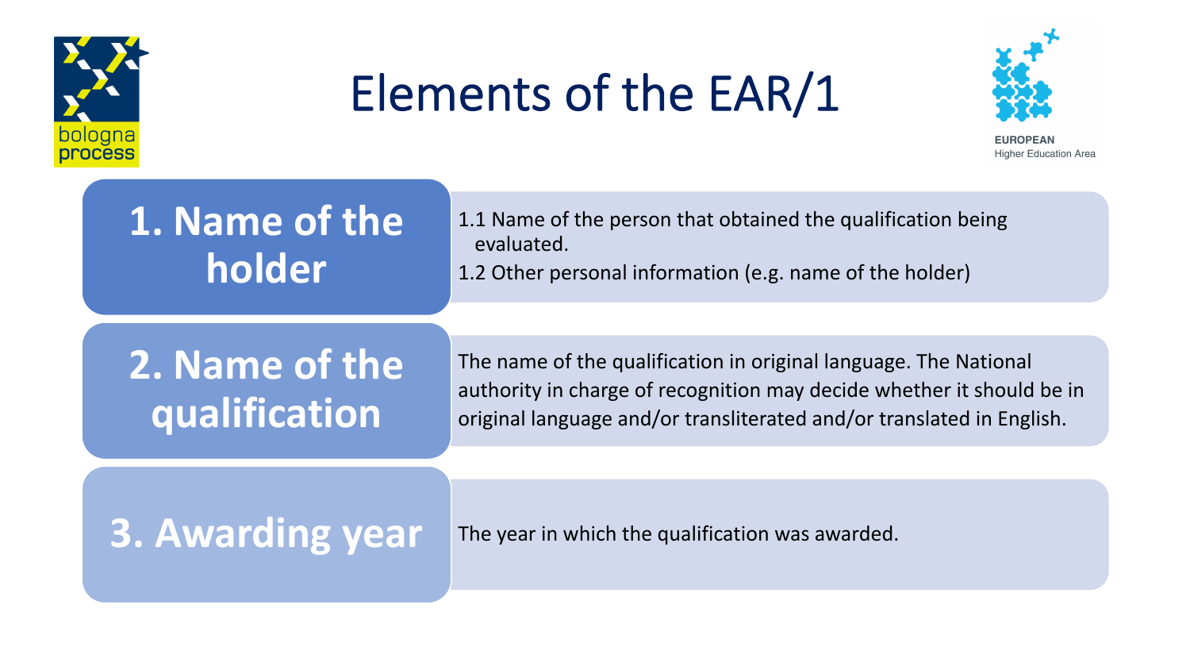# Elements of the EAR/1

## 1. Name of the holder

1.1 Name of the person that obtained the qualification being evaluated.

1.2 Other personal information (e.g. name of the holder)

## 2. Name of the qualification

The name of the qualification in original language. The National authority in charge of recognition may decide whether it should be in original language and/or transliterated and/or translated in English.

## 3. Awarding year

The year in which the qualification was awarded.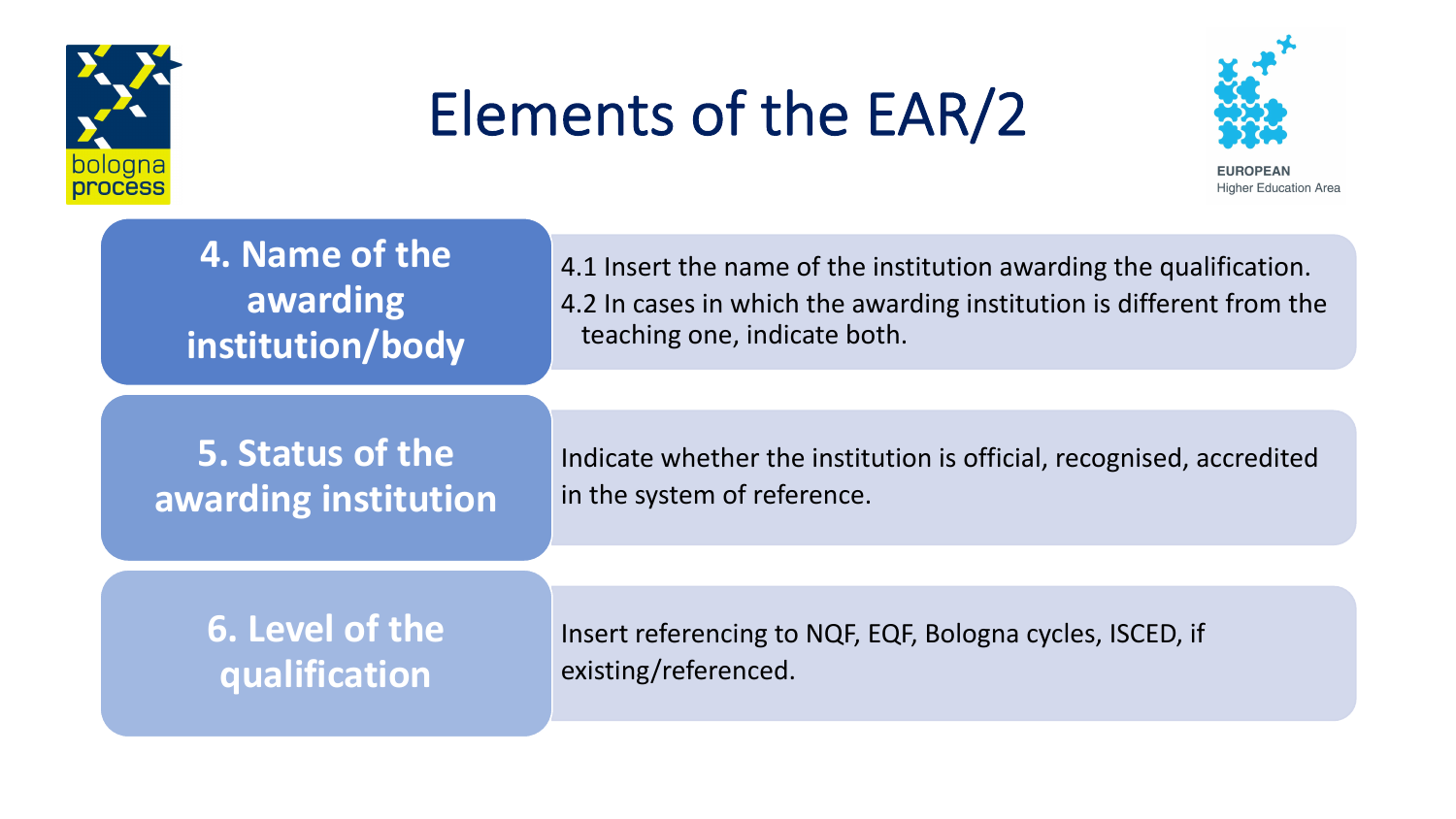# Elements of the EAR/2

## 4. Name of the awarding institution/body

4.1 Insert the name of the institution awarding the qualification.

4.2 In cases in which the awarding institution is different from the teaching one, indicate both.

## 5. Status of the awarding institution

Indicate whether the institution is official, recognised, accredited in the system of reference.

## 6. Level of the qualification

Insert referencing to NQF, EQF, Bologna cycles, ISCED, if existing/referenced.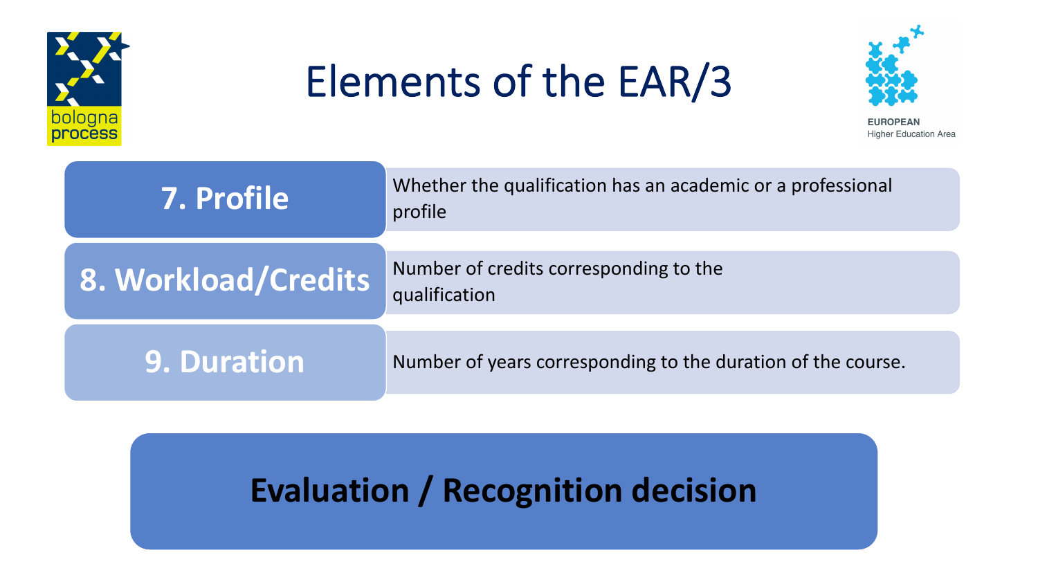# Elements of the EAR/3

| | |
|---|---|
| **7. Profile** | Whether the qualification has an academic or a professional profile |
| **8. Workload/Credits** | Number of credits corresponding to the qualification |
| **9. Duration** | Number of years corresponding to the duration of the course. |

**Evaluation / Recognition decision**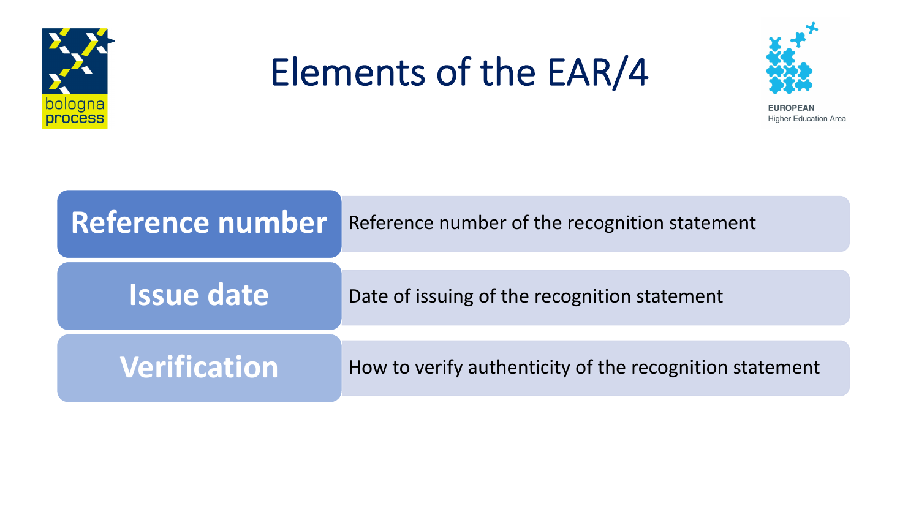# Elements of the EAR/4

| Element | Description |
|---|---|
| **Reference number** | Reference number of the recognition statement |
| **Issue date** | Date of issuing of the recognition statement |
| **Verification** | How to verify authenticity of the recognition statement |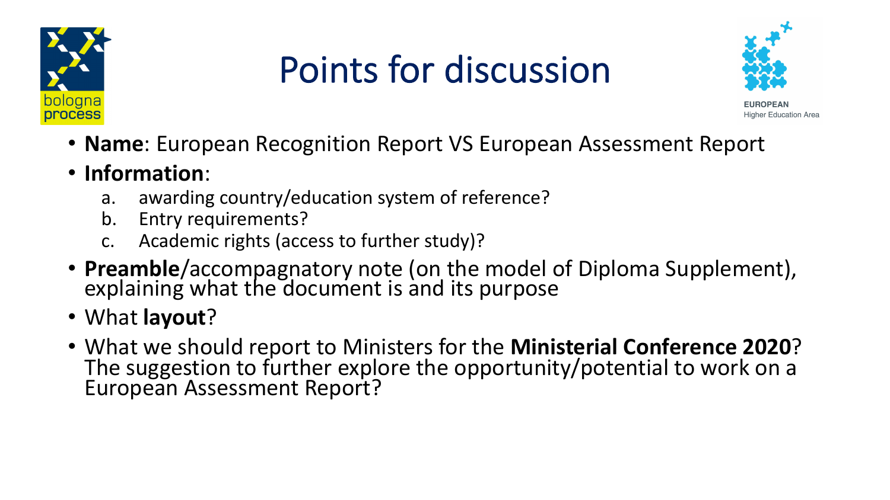# Points for discussion

- **Name**: European Recognition Report VS European Assessment Report
- **Information**:
  a. awarding country/education system of reference?
  b. Entry requirements?
  c. Academic rights (access to further study)?
- **Preamble**/accompagnatory note (on the model of Diploma Supplement), explaining what the document is and its purpose
- What **layout**?
- What we should report to Ministers for the **Ministerial Conference 2020**? The suggestion to further explore the opportunity/potential to work on a European Assessment Report?